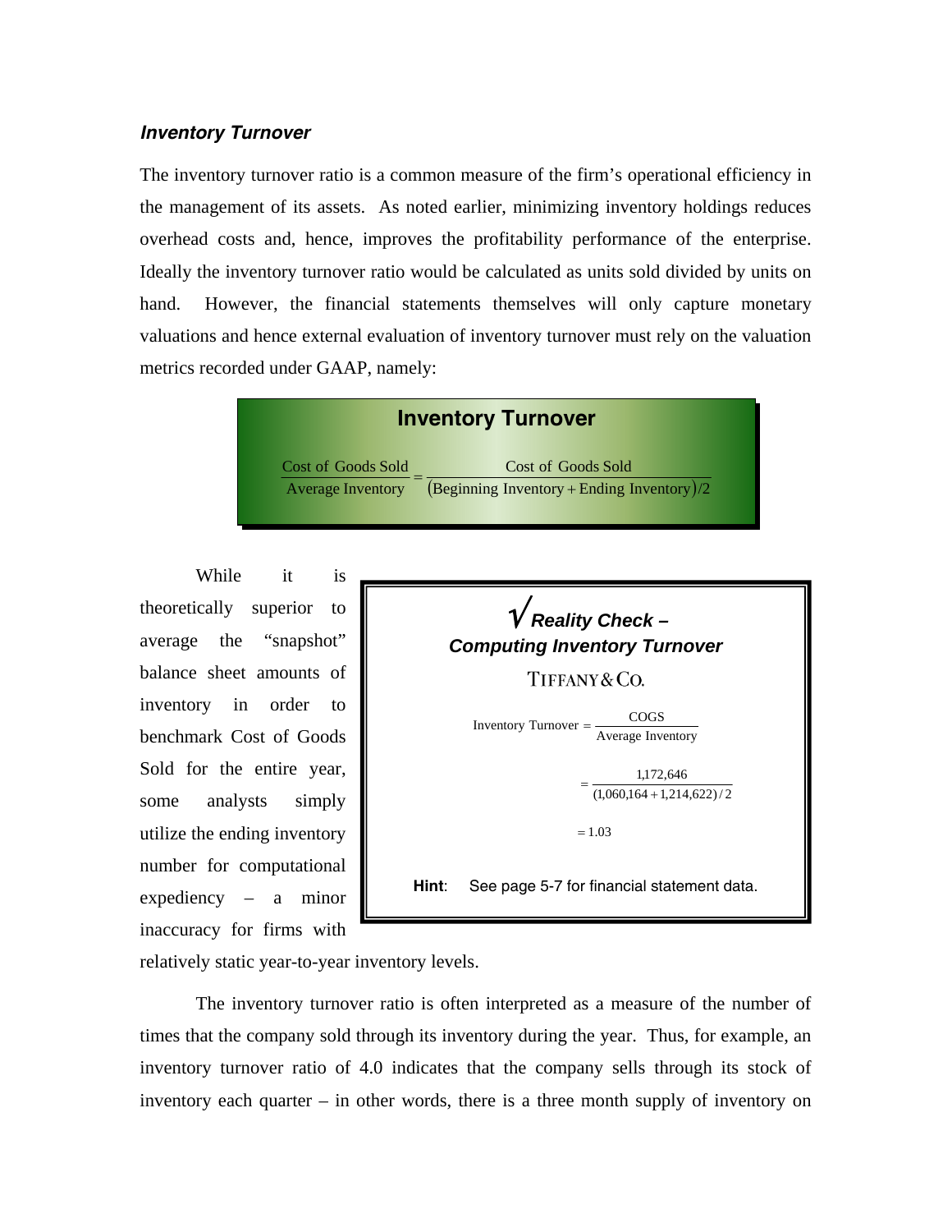### *Inventory Turnover*

The inventory turnover ratio is a common measure of the firm's operational efficiency in the management of its assets. As noted earlier, minimizing inventory holdings reduces overhead costs and, hence, improves the profitability performance of the enterprise. Ideally the inventory turnover ratio would be calculated as units sold divided by units on hand. However, the financial statements themselves will only capture monetary valuations and hence external evaluation of inventory turnover must rely on the valuation metrics recorded under GAAP, namely:

**Inventory Turnover**

$$\frac{\text{Cost of Goods Sold}}{\text{Average Inventory}} = \frac{\text{Cost of Goods Sold}}{(\text{Beginning Inventory} + \text{Ending Inventory})/2}$$

While it is theoretically superior to average the "snapshot" balance sheet amounts of inventory in order to benchmark Cost of Goods Sold for the entire year, some analysts simply utilize the ending inventory number for computational expediency – a minor inaccuracy for firms with relatively static year-to-year inventory levels.

> **√ *Reality Check – Computing Inventory Turnover***
>
> TIFFANY & CO.
>
> $$\text{Inventory Turnover} = \frac{\text{COGS}}{\text{Average Inventory}}$$
>
> $$= \frac{1{,}172{,}646}{(1{,}060{,}164 + 1{,}214{,}622)/2}$$
>
> $$= 1.03$$
>
> **Hint**: See page 5-7 for financial statement data.

The inventory turnover ratio is often interpreted as a measure of the number of times that the company sold through its inventory during the year. Thus, for example, an inventory turnover ratio of 4.0 indicates that the company sells through its stock of inventory each quarter – in other words, there is a three month supply of inventory on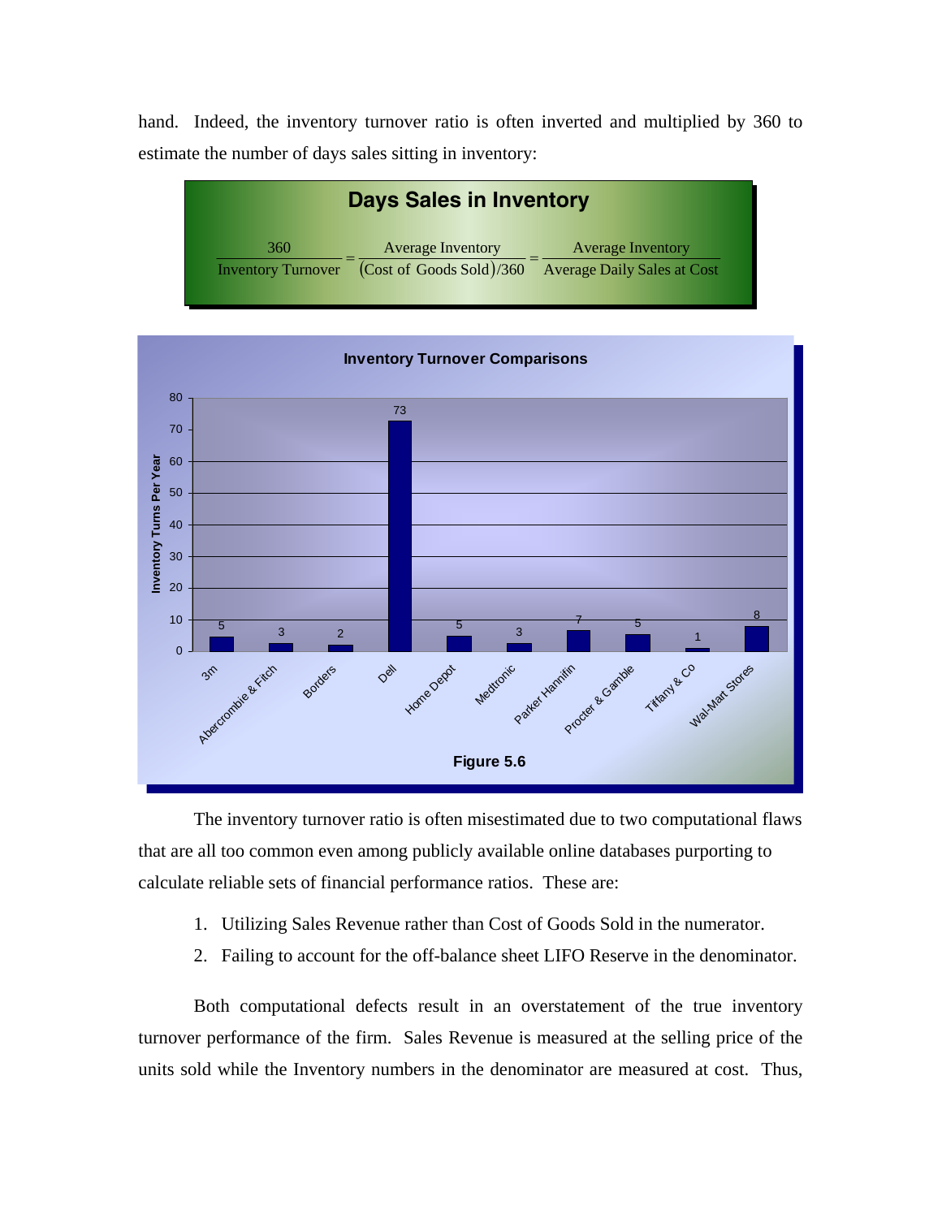hand. Indeed, the inventory turnover ratio is often inverted and multiplied by 360 to estimate the number of days sales sitting in inventory:

**Days Sales in Inventory**

$$\frac{360}{\text{Inventory Turnover}} = \frac{\text{Average Inventory}}{(\text{Cost of Goods Sold})/360} = \frac{\text{Average Inventory}}{\text{Average Daily Sales at Cost}}$$

**Inventory Turnover Comparisons**

| Company | Inventory Turns Per Year |
| --- | --- |
| 3m | 5 |
| Abercrombie & Fitch | 3 |
| Borders | 2 |
| Dell | 73 |
| Home Depot | 5 |
| Medtronic | 3 |
| Parker Hannifin | 7 |
| Procter & Gamble | 5 |
| Tiffany & Co | 1 |
| Wal-Mart Stores | 8 |

**Figure 5.6**

The inventory turnover ratio is often misestimated due to two computational flaws that are all too common even among publicly available online databases purporting to calculate reliable sets of financial performance ratios. These are:

1. Utilizing Sales Revenue rather than Cost of Goods Sold in the numerator.
2. Failing to account for the off-balance sheet LIFO Reserve in the denominator.

Both computational defects result in an overstatement of the true inventory turnover performance of the firm. Sales Revenue is measured at the selling price of the units sold while the Inventory numbers in the denominator are measured at cost. Thus,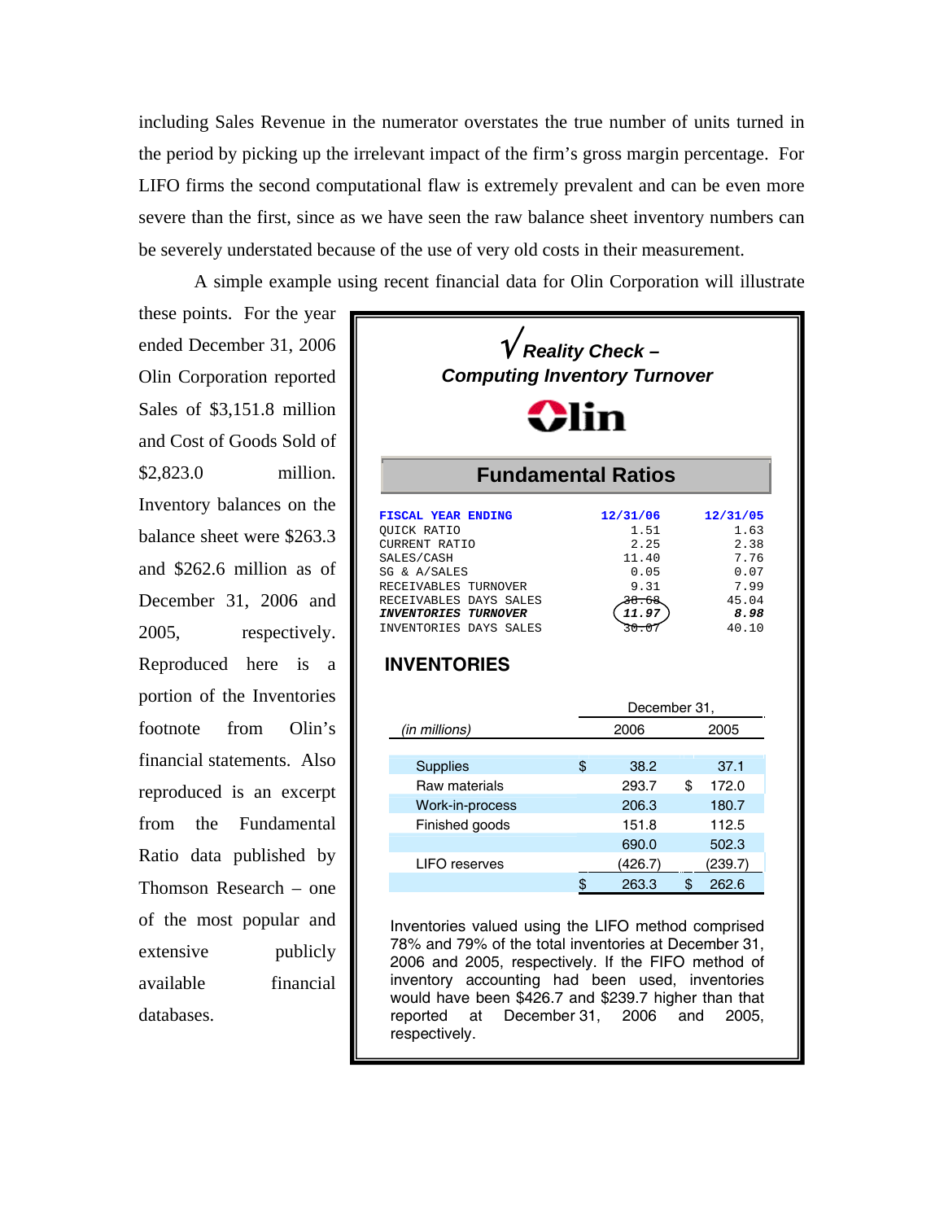including Sales Revenue in the numerator overstates the true number of units turned in the period by picking up the irrelevant impact of the firm's gross margin percentage. For LIFO firms the second computational flaw is extremely prevalent and can be even more severe than the first, since as we have seen the raw balance sheet inventory numbers can be severely understated because of the use of very old costs in their measurement.

A simple example using recent financial data for Olin Corporation will illustrate these points. For the year ended December 31, 2006 Olin Corporation reported Sales of $3,151.8 million and Cost of Goods Sold of $2,823.0 million. Inventory balances on the balance sheet were $263.3 and $262.6 million as of December 31, 2006 and 2005, respectively. Reproduced here is a portion of the Inventories footnote from Olin's financial statements. Also reproduced is an excerpt from the Fundamental Ratio data published by Thomson Research – one of the most popular and extensive publicly available financial databases.

**√ *Reality Check – Computing Inventory Turnover***

**Olin**

## Fundamental Ratios

| FISCAL YEAR ENDING | 12/31/06 | 12/31/05 |
|---|---|---|
| QUICK RATIO | 1.51 | 1.63 |
| CURRENT RATIO | 2.25 | 2.38 |
| SALES/CASH | 11.40 | 7.76 |
| SG & A/SALES | 0.05 | 0.07 |
| RECEIVABLES TURNOVER | 9.31 | 7.99 |
| RECEIVABLES DAYS SALES | 38.68 | 45.04 |
| ***INVENTORIES TURNOVER*** | ***11.97*** | ***8.98*** |
| INVENTORIES DAYS SALES | 30.07 | 40.10 |

## INVENTORIES

| *(in millions)* | December 31, 2006 | 2005 |
|---|---|---|
| Supplies | $ 38.2 | 37.1 |
| Raw materials | 293.7 | $ 172.0 |
| Work-in-process | 206.3 | 180.7 |
| Finished goods | 151.8 | 112.5 |
| | 690.0 | 502.3 |
| LIFO reserves | (426.7) | (239.7) |
| | $ 263.3 | $ 262.6 |

Inventories valued using the LIFO method comprised 78% and 79% of the total inventories at December 31, 2006 and 2005, respectively. If the FIFO method of inventory accounting had been used, inventories would have been $426.7 and $239.7 higher than that reported at December 31, 2006 and 2005, respectively.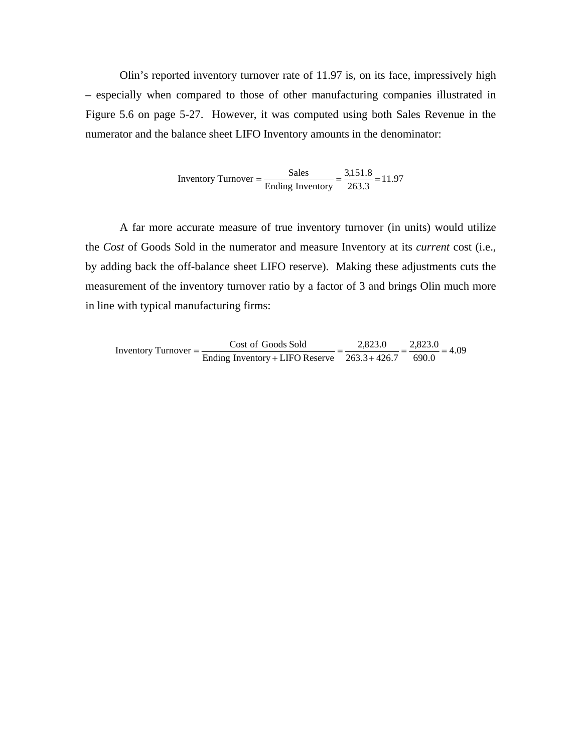Olin's reported inventory turnover rate of 11.97 is, on its face, impressively high – especially when compared to those of other manufacturing companies illustrated in Figure 5.6 on page 5-27. However, it was computed using both Sales Revenue in the numerator and the balance sheet LIFO Inventory amounts in the denominator:

$$\text{Inventory Turnover} = \frac{\text{Sales}}{\text{Ending Inventory}} = \frac{3{,}151.8}{263.3} = 11.97$$

A far more accurate measure of true inventory turnover (in units) would utilize the *Cost* of Goods Sold in the numerator and measure Inventory at its *current* cost (i.e., by adding back the off-balance sheet LIFO reserve). Making these adjustments cuts the measurement of the inventory turnover ratio by a factor of 3 and brings Olin much more in line with typical manufacturing firms:

$$\text{Inventory Turnover} = \frac{\text{Cost of Goods Sold}}{\text{Ending Inventory} + \text{LIFO Reserve}} = \frac{2{,}823.0}{263.3 + 426.7} = \frac{2{,}823.0}{690.0} = 4.09$$